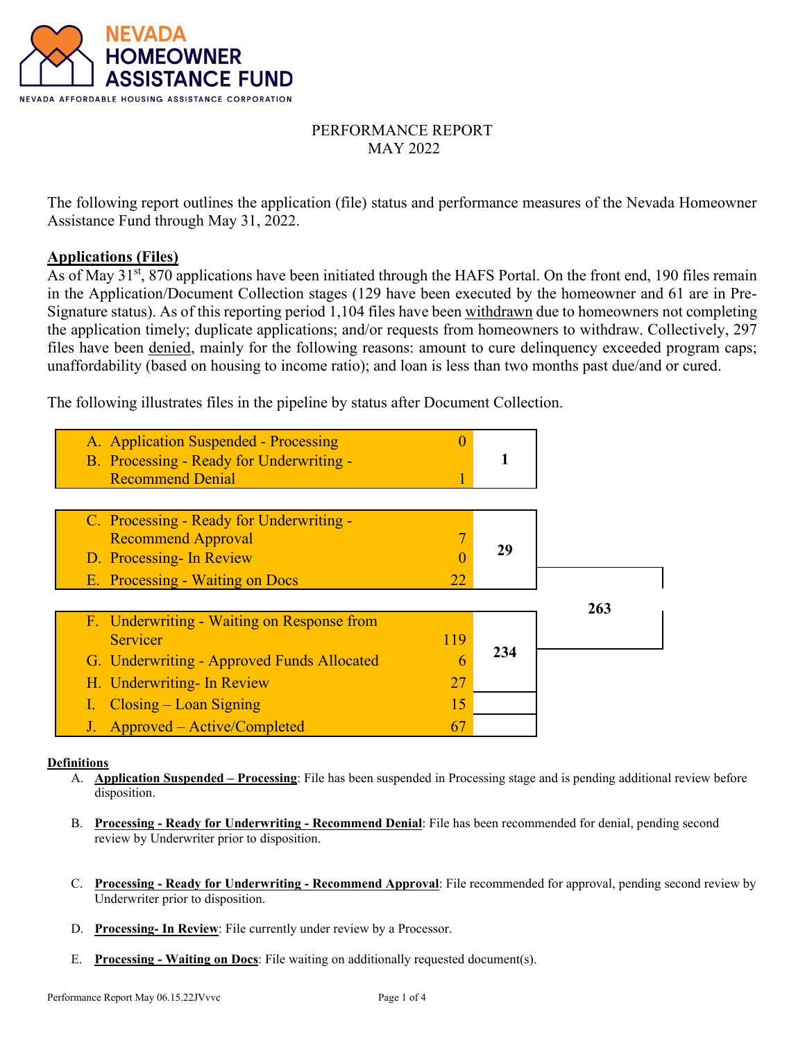NEVADA HOMEOWNER ASSISTANCE FUND

NEVADA AFFORDABLE HOUSING ASSISTANCE CORPORATION

# PERFORMANCE REPORT
# MAY 2022

The following report outlines the application (file) status and performance measures of the Nevada Homeowner Assistance Fund through May 31, 2022.

## Applications (Files)

As of May 31st, 870 applications have been initiated through the HAFS Portal. On the front end, 190 files remain in the Application/Document Collection stages (129 have been executed by the homeowner and 61 are in Pre-Signature status). As of this reporting period 1,104 files have been withdrawn due to homeowners not completing the application timely; duplicate applications; and/or requests from homeowners to withdraw. Collectively, 297 files have been denied, mainly for the following reasons: amount to cure delinquency exceeded program caps; unaffordability (based on housing to income ratio); and loan is less than two months past due/and or cured.

The following illustrates files in the pipeline by status after Document Collection.

| Status | Count | Subtotal | Total |
|---|---|---|---|
| A. Application Suspended - Processing | 0 | 1 | |
| B. Processing - Ready for Underwriting - Recommend Denial | 1 | | |
| C. Processing - Ready for Underwriting - Recommend Approval | 7 | 29 | 263 |
| D. Processing- In Review | 0 | | |
| E. Processing - Waiting on Docs | 22 | | |
| F. Underwriting - Waiting on Response from Servicer | 119 | 234 | |
| G. Underwriting - Approved Funds Allocated | 6 | | |
| H. Underwriting- In Review | 27 | | |
| I. Closing – Loan Signing | 15 | | |
| J. Approved – Active/Completed | 67 | | |

### Definitions

A. **Application Suspended – Processing**: File has been suspended in Processing stage and is pending additional review before disposition.

B. **Processing - Ready for Underwriting - Recommend Denial**: File has been recommended for denial, pending second review by Underwriter prior to disposition.

C. **Processing - Ready for Underwriting - Recommend Approval**: File recommended for approval, pending second review by Underwriter prior to disposition.

D. **Processing- In Review**: File currently under review by a Processor.

E. **Processing - Waiting on Docs**: File waiting on additionally requested document(s).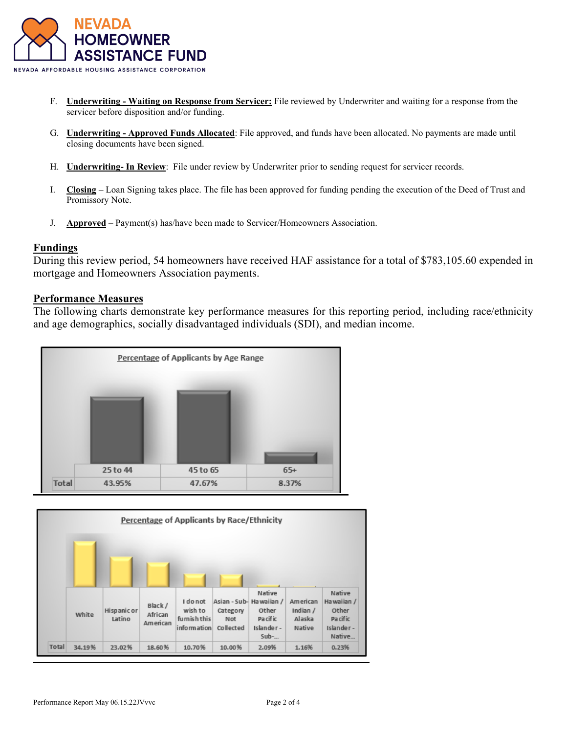F. **Underwriting - Waiting on Response from Servicer:** File reviewed by Underwriter and waiting for a response from the servicer before disposition and/or funding.

G. **Underwriting - Approved Funds Allocated**: File approved, and funds have been allocated. No payments are made until closing documents have been signed.

H. **Underwriting- In Review**: File under review by Underwriter prior to sending request for servicer records.

I. **Closing** – Loan Signing takes place. The file has been approved for funding pending the execution of the Deed of Trust and Promissory Note.

J. **Approved** – Payment(s) has/have been made to Servicer/Homeowners Association.

## Fundings

During this review period, 54 homeowners have received HAF assistance for a total of $783,105.60 expended in mortgage and Homeowners Association payments.

## Performance Measures

The following charts demonstrate key performance measures for this reporting period, including race/ethnicity and age demographics, socially disadvantaged individuals (SDI), and median income.

**Percentage of Applicants by Age Range**

| | 25 to 44 | 45 to 65 | 65+ |
|---|---|---|---|
| Total | 43.95% | 47.67% | 8.37% |

**Percentage of Applicants by Race/Ethnicity**

| | White | Hispanic or Latino | Black / African American | I do not wish to furnish this information | Asian - Sub-Category Not Collected | Native Hawaiian / Other Pacific Islander - Sub-... | American Indian / Alaska Native | Native Hawaiian / Other Pacific Islander - Native... |
|---|---|---|---|---|---|---|---|---|
| Total | 34.19% | 23.02% | 18.60% | 10.70% | 10.00% | 2.09% | 1.16% | 0.23% |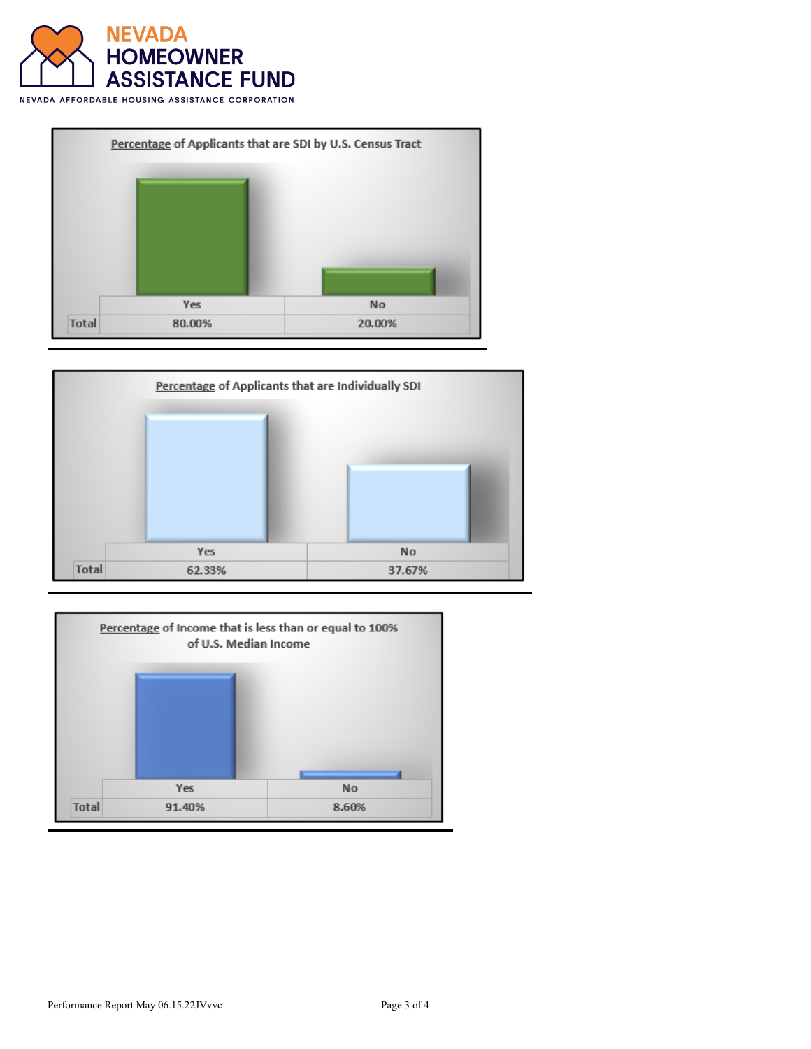**NEVADA HOMEOWNER ASSISTANCE FUND**

NEVADA AFFORDABLE HOUSING ASSISTANCE CORPORATION

**Percentage of Applicants that are SDI by U.S. Census Tract**

| | Yes | No |
|---|---|---|
| Total | 80.00% | 20.00% |

**Percentage of Applicants that are Individually SDI**

| | Yes | No |
|---|---|---|
| Total | 62.33% | 37.67% |

**Percentage of Income that is less than or equal to 100% of U.S. Median Income**

| | Yes | No |
|---|---|---|
| Total | 91.40% | 8.60% |

Performance Report May 06.15.22JVvvc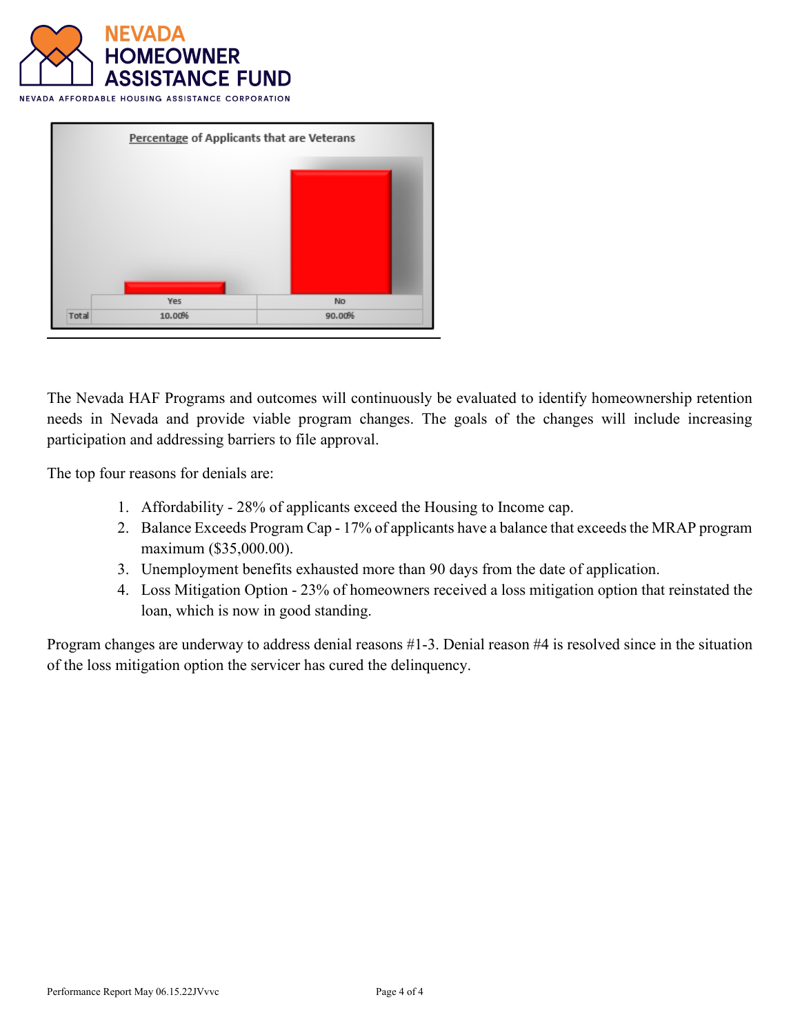Percentage of Applicants that are Veterans

Yes
No
Total
10.00%
90.00%

The Nevada HAF Programs and outcomes will continuously be evaluated to identify homeownership retention needs in Nevada and provide viable program changes. The goals of the changes will include increasing participation and addressing barriers to file approval.

The top four reasons for denials are:

1. Affordability - 28% of applicants exceed the Housing to Income cap.
2. Balance Exceeds Program Cap - 17% of applicants have a balance that exceeds the MRAP program maximum ($35,000.00).
3. Unemployment benefits exhausted more than 90 days from the date of application.
4. Loss Mitigation Option - 23% of homeowners received a loss mitigation option that reinstated the loan, which is now in good standing.

Program changes are underway to address denial reasons #1-3. Denial reason #4 is resolved since in the situation of the loss mitigation option the servicer has cured the delinquency.